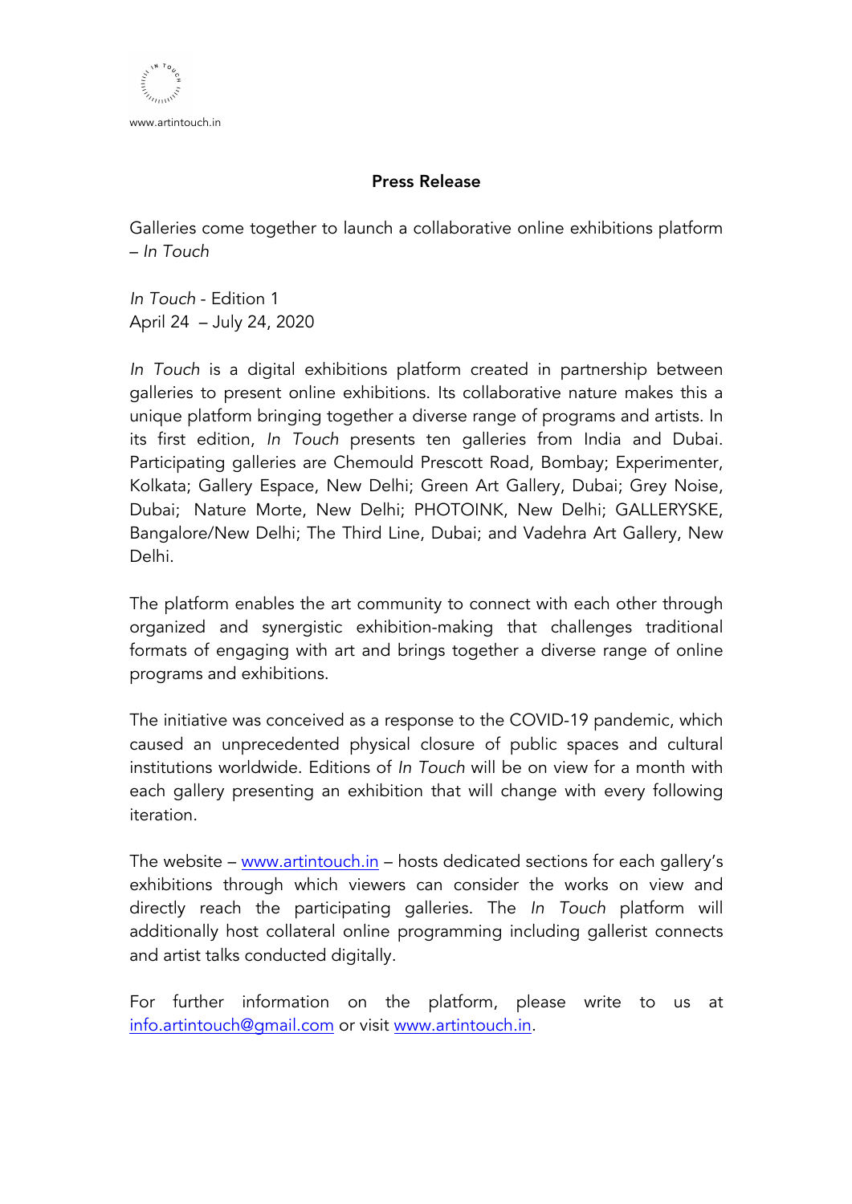www.artintouch.in

## Press Release

Galleries come together to launch a collaborative online exhibitions platform – *In Touch*

*In Touch* - Edition 1
April 24 – July 24, 2020

*In Touch* is a digital exhibitions platform created in partnership between galleries to present online exhibitions. Its collaborative nature makes this a unique platform bringing together a diverse range of programs and artists. In its first edition, *In Touch* presents ten galleries from India and Dubai. Participating galleries are Chemould Prescott Road, Bombay; Experimenter, Kolkata; Gallery Espace, New Delhi; Green Art Gallery, Dubai; Grey Noise, Dubai; Nature Morte, New Delhi; PHOTOINK, New Delhi; GALLERYSKE, Bangalore/New Delhi; The Third Line, Dubai; and Vadehra Art Gallery, New Delhi.

The platform enables the art community to connect with each other through organized and synergistic exhibition-making that challenges traditional formats of engaging with art and brings together a diverse range of online programs and exhibitions.

The initiative was conceived as a response to the COVID-19 pandemic, which caused an unprecedented physical closure of public spaces and cultural institutions worldwide. Editions of *In Touch* will be on view for a month with each gallery presenting an exhibition that will change with every following iteration.

The website – [www.artintouch.in](http://www.artintouch.in) – hosts dedicated sections for each gallery's exhibitions through which viewers can consider the works on view and directly reach the participating galleries. The *In Touch* platform will additionally host collateral online programming including gallerist connects and artist talks conducted digitally.

For further information on the platform, please write to us at [info.artintouch@gmail.com](mailto:info.artintouch@gmail.com) or visit [www.artintouch.in](http://www.artintouch.in).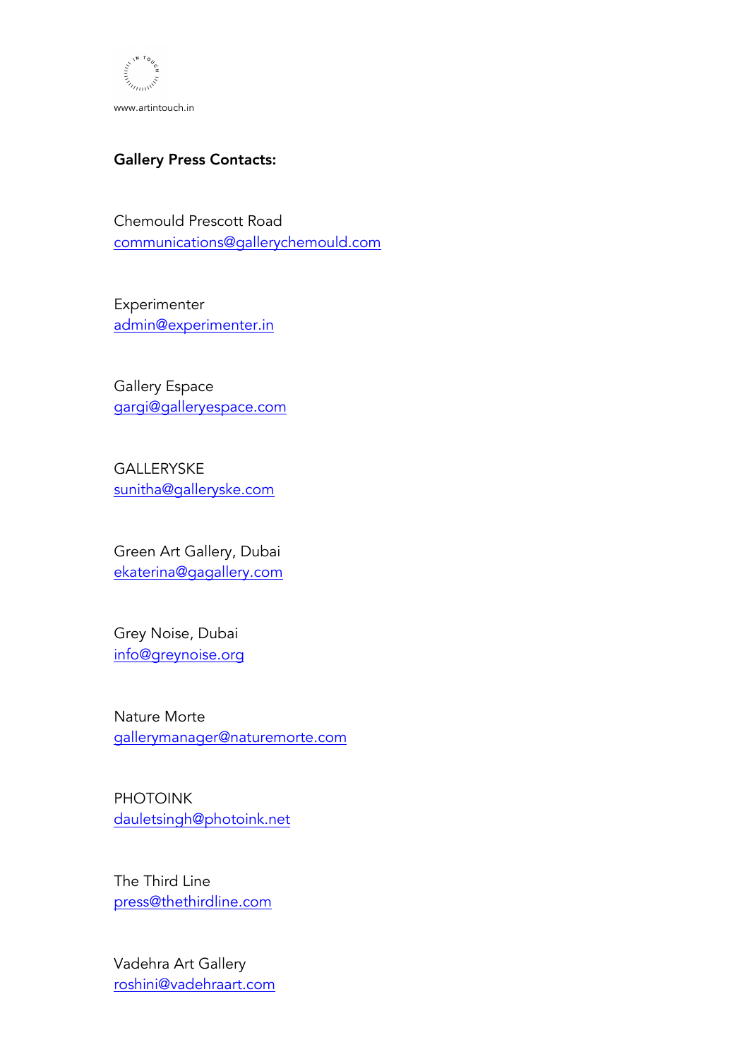www.artintouch.in

**Gallery Press Contacts:**

Chemould Prescott Road
communications@gallerychemould.com

Experimenter
admin@experimenter.in

Gallery Espace
gargi@galleryespace.com

GALLERYSKE
sunitha@galleryske.com

Green Art Gallery, Dubai
ekaterina@gagallery.com

Grey Noise, Dubai
info@greynoise.org

Nature Morte
gallerymanager@naturemorte.com

PHOTOINK
dauletsingh@photoink.net

The Third Line
press@thethirdline.com

Vadehra Art Gallery
roshini@vadehraart.com